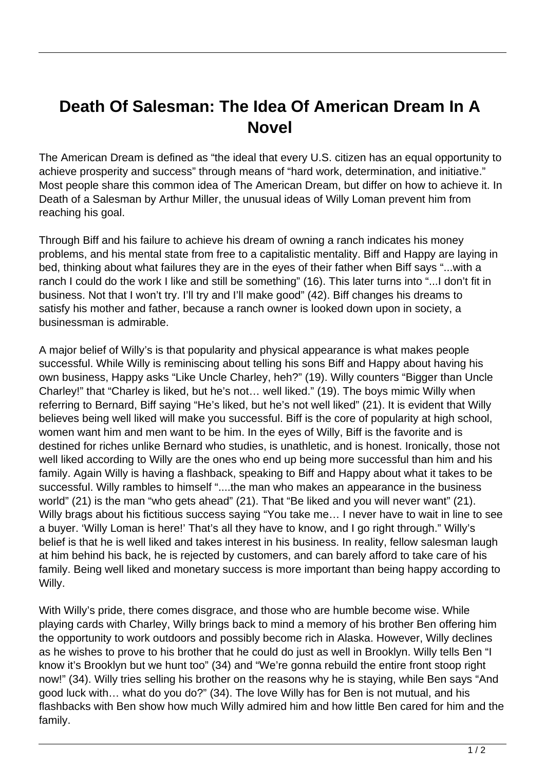# Death Of Salesman: The Idea Of American Dream In A Novel

The American Dream is defined as "the ideal that every U.S. citizen has an equal opportunity to achieve prosperity and success" through means of "hard work, determination, and initiative." Most people share this common idea of The American Dream, but differ on how to achieve it. In Death of a Salesman by Arthur Miller, the unusual ideas of Willy Loman prevent him from reaching his goal.

Through Biff and his failure to achieve his dream of owning a ranch indicates his money problems, and his mental state from free to a capitalistic mentality. Biff and Happy are laying in bed, thinking about what failures they are in the eyes of their father when Biff says "...with a ranch I could do the work I like and still be something" (16). This later turns into "...I don't fit in business. Not that I won't try. I'll try and I'll make good" (42). Biff changes his dreams to satisfy his mother and father, because a ranch owner is looked down upon in society, a businessman is admirable.

A major belief of Willy's is that popularity and physical appearance is what makes people successful. While Willy is reminiscing about telling his sons Biff and Happy about having his own business, Happy asks "Like Uncle Charley, heh?" (19). Willy counters "Bigger than Uncle Charley!" that "Charley is liked, but he's not… well liked." (19). The boys mimic Willy when referring to Bernard, Biff saying "He's liked, but he's not well liked" (21). It is evident that Willy believes being well liked will make you successful. Biff is the core of popularity at high school, women want him and men want to be him. In the eyes of Willy, Biff is the favorite and is destined for riches unlike Bernard who studies, is unathletic, and is honest. Ironically, those not well liked according to Willy are the ones who end up being more successful than him and his family. Again Willy is having a flashback, speaking to Biff and Happy about what it takes to be successful. Willy rambles to himself "....the man who makes an appearance in the business world" (21) is the man "who gets ahead" (21). That "Be liked and you will never want" (21). Willy brags about his fictitious success saying "You take me… I never have to wait in line to see a buyer. 'Willy Loman is here!' That's all they have to know, and I go right through." Willy's belief is that he is well liked and takes interest in his business. In reality, fellow salesman laugh at him behind his back, he is rejected by customers, and can barely afford to take care of his family. Being well liked and monetary success is more important than being happy according to Willy.

With Willy's pride, there comes disgrace, and those who are humble become wise. While playing cards with Charley, Willy brings back to mind a memory of his brother Ben offering him the opportunity to work outdoors and possibly become rich in Alaska. However, Willy declines as he wishes to prove to his brother that he could do just as well in Brooklyn. Willy tells Ben "I know it's Brooklyn but we hunt too" (34) and "We're gonna rebuild the entire front stoop right now!" (34). Willy tries selling his brother on the reasons why he is staying, while Ben says "And good luck with… what do you do?" (34). The love Willy has for Ben is not mutual, and his flashbacks with Ben show how much Willy admired him and how little Ben cared for him and the family.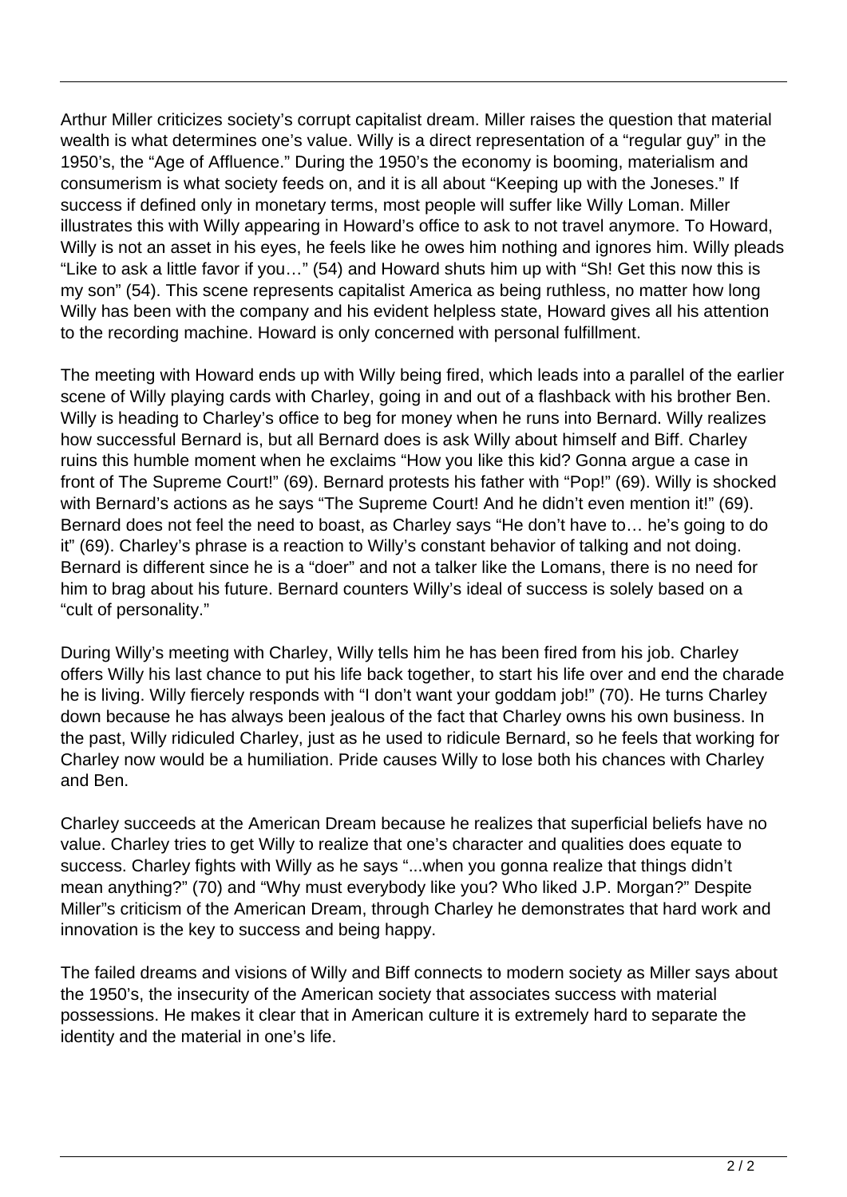Arthur Miller criticizes society's corrupt capitalist dream. Miller raises the question that material wealth is what determines one's value. Willy is a direct representation of a "regular guy" in the 1950's, the "Age of Affluence." During the 1950's the economy is booming, materialism and consumerism is what society feeds on, and it is all about "Keeping up with the Joneses." If success if defined only in monetary terms, most people will suffer like Willy Loman. Miller illustrates this with Willy appearing in Howard's office to ask to not travel anymore. To Howard, Willy is not an asset in his eyes, he feels like he owes him nothing and ignores him. Willy pleads "Like to ask a little favor if you…" (54) and Howard shuts him up with "Sh! Get this now this is my son" (54). This scene represents capitalist America as being ruthless, no matter how long Willy has been with the company and his evident helpless state, Howard gives all his attention to the recording machine. Howard is only concerned with personal fulfillment.

The meeting with Howard ends up with Willy being fired, which leads into a parallel of the earlier scene of Willy playing cards with Charley, going in and out of a flashback with his brother Ben. Willy is heading to Charley's office to beg for money when he runs into Bernard. Willy realizes how successful Bernard is, but all Bernard does is ask Willy about himself and Biff. Charley ruins this humble moment when he exclaims "How you like this kid? Gonna argue a case in front of The Supreme Court!" (69). Bernard protests his father with "Pop!" (69). Willy is shocked with Bernard's actions as he says "The Supreme Court! And he didn't even mention it!" (69). Bernard does not feel the need to boast, as Charley says "He don't have to… he's going to do it" (69). Charley's phrase is a reaction to Willy's constant behavior of talking and not doing. Bernard is different since he is a "doer" and not a talker like the Lomans, there is no need for him to brag about his future. Bernard counters Willy's ideal of success is solely based on a "cult of personality."

During Willy's meeting with Charley, Willy tells him he has been fired from his job. Charley offers Willy his last chance to put his life back together, to start his life over and end the charade he is living. Willy fiercely responds with "I don't want your goddam job!" (70). He turns Charley down because he has always been jealous of the fact that Charley owns his own business. In the past, Willy ridiculed Charley, just as he used to ridicule Bernard, so he feels that working for Charley now would be a humiliation. Pride causes Willy to lose both his chances with Charley and Ben.

Charley succeeds at the American Dream because he realizes that superficial beliefs have no value. Charley tries to get Willy to realize that one's character and qualities does equate to success. Charley fights with Willy as he says "...when you gonna realize that things didn't mean anything?" (70) and "Why must everybody like you? Who liked J.P. Morgan?" Despite Miller"s criticism of the American Dream, through Charley he demonstrates that hard work and innovation is the key to success and being happy.

The failed dreams and visions of Willy and Biff connects to modern society as Miller says about the 1950's, the insecurity of the American society that associates success with material possessions. He makes it clear that in American culture it is extremely hard to separate the identity and the material in one's life.